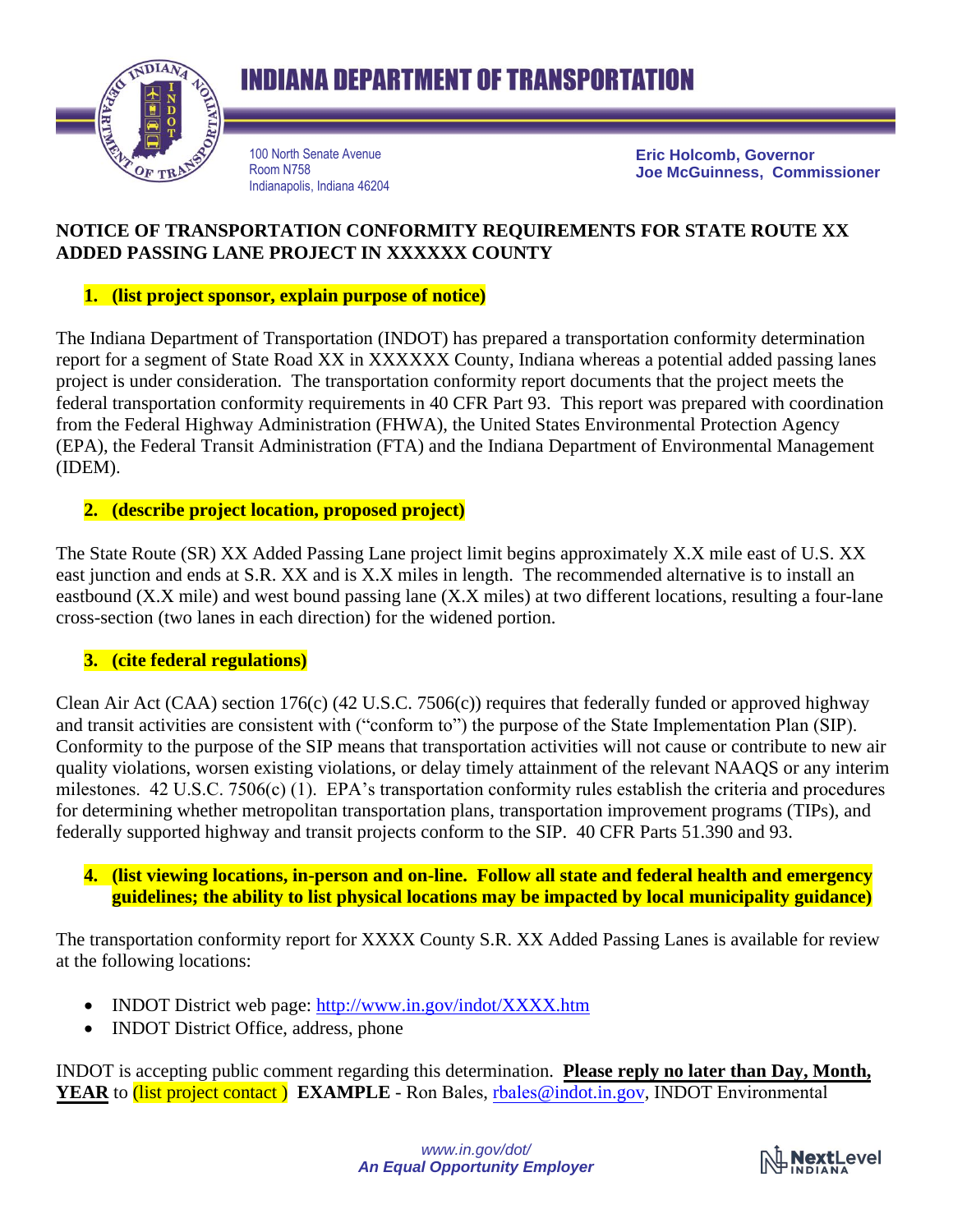# INDIANA DEPARTMENT OF TRANSPORTATION

100 North Senate Avenue
Room N758
Indianapolis, Indiana 46204

**Eric Holcomb, Governor**
**Joe McGuinness, Commissioner**

**NOTICE OF TRANSPORTATION CONFORMITY REQUIREMENTS FOR STATE ROUTE XX ADDED PASSING LANE PROJECT IN XXXXXX COUNTY**

**1. (list project sponsor, explain purpose of notice)**

The Indiana Department of Transportation (INDOT) has prepared a transportation conformity determination report for a segment of State Road XX in XXXXXX County, Indiana whereas a potential added passing lanes project is under consideration. The transportation conformity report documents that the project meets the federal transportation conformity requirements in 40 CFR Part 93. This report was prepared with coordination from the Federal Highway Administration (FHWA), the United States Environmental Protection Agency (EPA), the Federal Transit Administration (FTA) and the Indiana Department of Environmental Management (IDEM).

**2. (describe project location, proposed project)**

The State Route (SR) XX Added Passing Lane project limit begins approximately X.X mile east of U.S. XX east junction and ends at S.R. XX and is X.X miles in length. The recommended alternative is to install an eastbound (X.X mile) and west bound passing lane (X.X miles) at two different locations, resulting a four-lane cross-section (two lanes in each direction) for the widened portion.

**3. (cite federal regulations)**

Clean Air Act (CAA) section 176(c) (42 U.S.C. 7506(c)) requires that federally funded or approved highway and transit activities are consistent with ("conform to") the purpose of the State Implementation Plan (SIP). Conformity to the purpose of the SIP means that transportation activities will not cause or contribute to new air quality violations, worsen existing violations, or delay timely attainment of the relevant NAAQS or any interim milestones. 42 U.S.C. 7506(c) (1). EPA's transportation conformity rules establish the criteria and procedures for determining whether metropolitan transportation plans, transportation improvement programs (TIPs), and federally supported highway and transit projects conform to the SIP. 40 CFR Parts 51.390 and 93.

**4. (list viewing locations, in-person and on-line. Follow all state and federal health and emergency guidelines; the ability to list physical locations may be impacted by local municipality guidance)**

The transportation conformity report for XXXX County S.R. XX Added Passing Lanes is available for review at the following locations:

- INDOT District web page: http://www.in.gov/indot/XXXX.htm
- INDOT District Office, address, phone

INDOT is accepting public comment regarding this determination. **Please reply no later than Day, Month, YEAR** to (list project contact ) **EXAMPLE** - Ron Bales, rbales@indot.in.gov, INDOT Environmental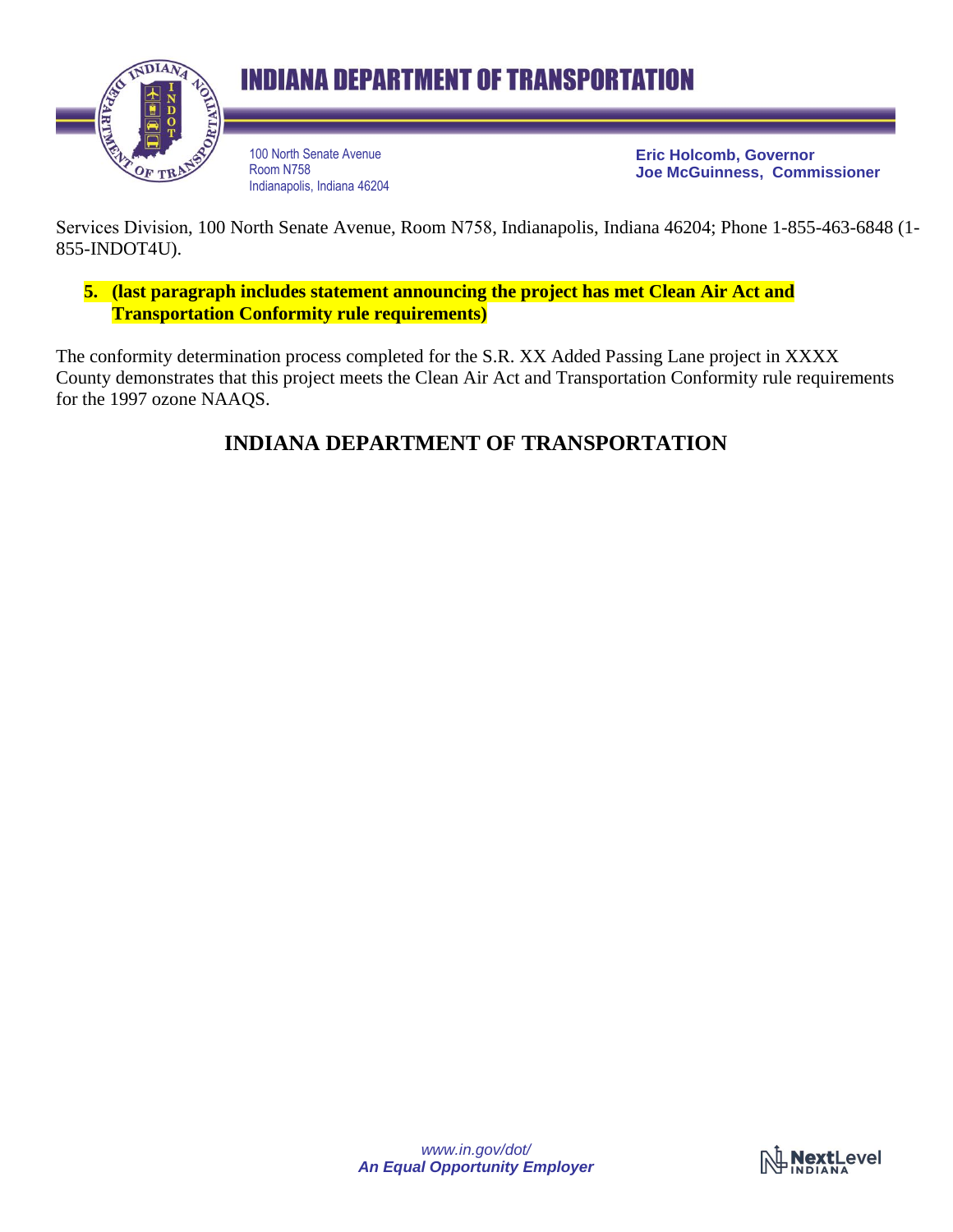Services Division, 100 North Senate Avenue, Room N758, Indianapolis, Indiana 46204; Phone 1-855-463-6848 (1-855-INDOT4U).

5. **(last paragraph includes statement announcing the project has met Clean Air Act and Transportation Conformity rule requirements)**

The conformity determination process completed for the S.R. XX Added Passing Lane project in XXXX County demonstrates that this project meets the Clean Air Act and Transportation Conformity rule requirements for the 1997 ozone NAAQS.

**INDIANA DEPARTMENT OF TRANSPORTATION**